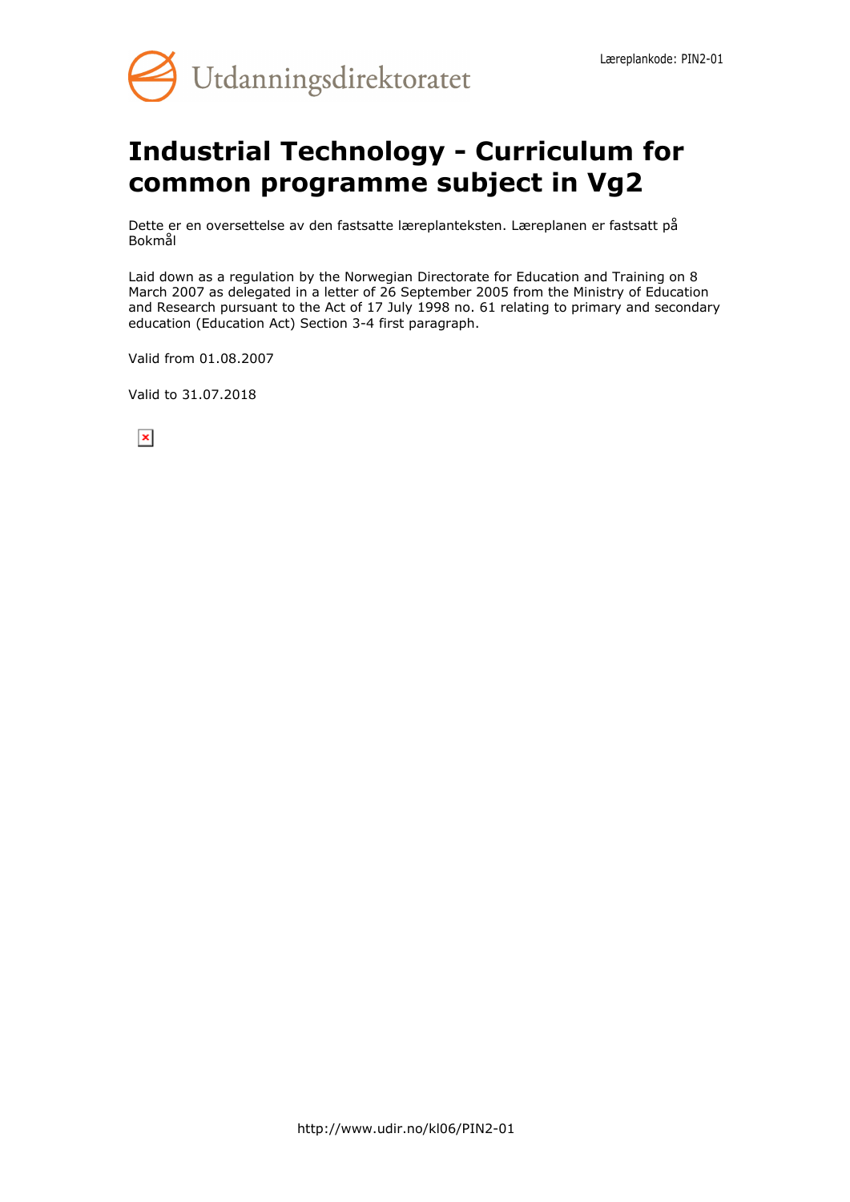# Industrial Technology - Curriculum for common programme subject in Vg2

Dette er en oversettelse av den fastsatte læreplanteksten. Læreplanen er fastsatt på Bokmål

Laid down as a regulation by the Norwegian Directorate for Education and Training on 8 March 2007 as delegated in a letter of 26 September 2005 from the Ministry of Education and Research pursuant to the Act of 17 July 1998 no. 61 relating to primary and secondary education (Education Act) Section 3-4 first paragraph.

Valid from 01.08.2007

Valid to 31.07.2018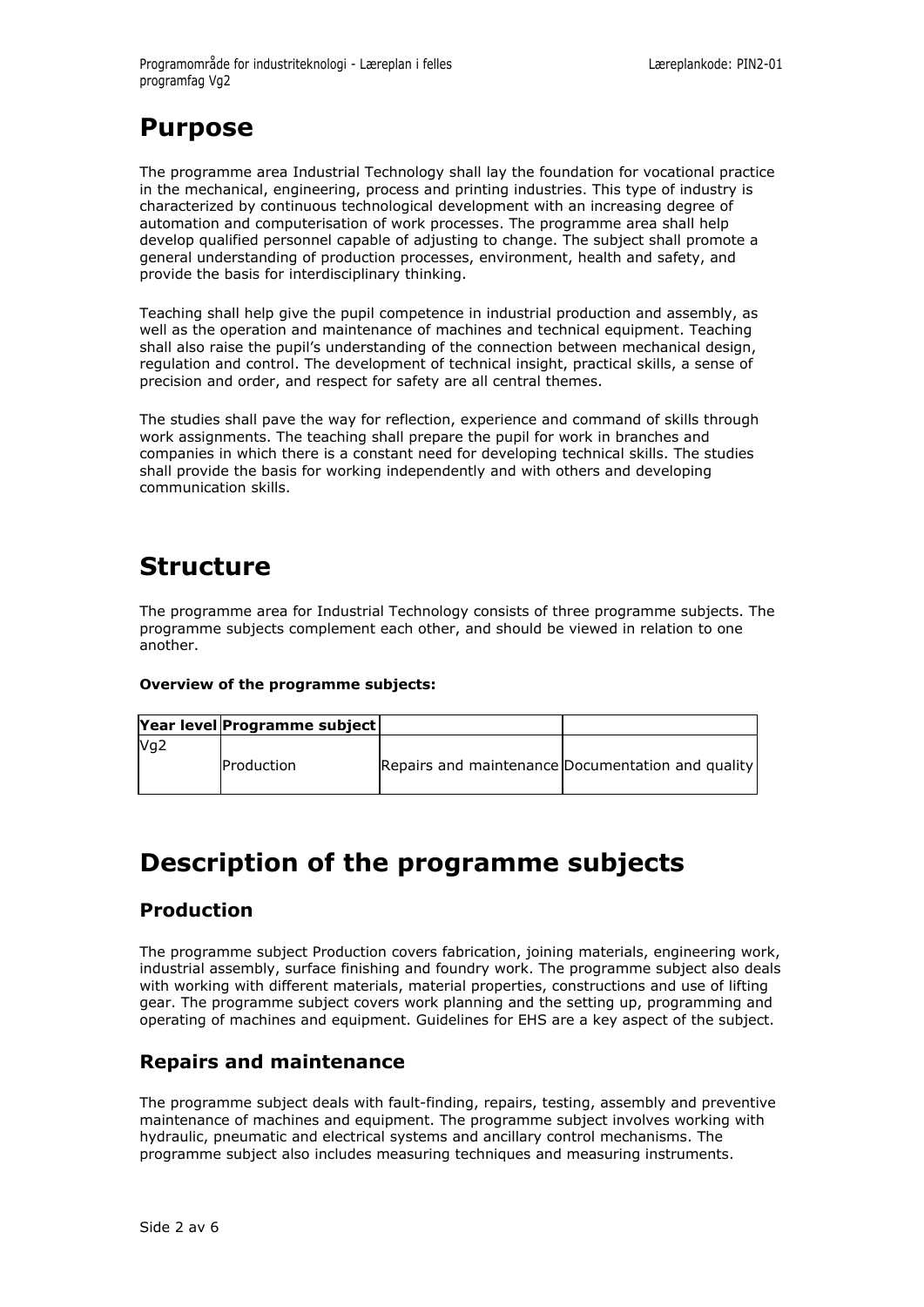# Purpose

The programme area Industrial Technology shall lay the foundation for vocational practice in the mechanical, engineering, process and printing industries. This type of industry is characterized by continuous technological development with an increasing degree of automation and computerisation of work processes. The programme area shall help develop qualified personnel capable of adjusting to change. The subject shall promote a general understanding of production processes, environment, health and safety, and provide the basis for interdisciplinary thinking.

Teaching shall help give the pupil competence in industrial production and assembly, as well as the operation and maintenance of machines and technical equipment. Teaching shall also raise the pupil's understanding of the connection between mechanical design, regulation and control. The development of technical insight, practical skills, a sense of precision and order, and respect for safety are all central themes.

The studies shall pave the way for reflection, experience and command of skills through work assignments. The teaching shall prepare the pupil for work in branches and companies in which there is a constant need for developing technical skills. The studies shall provide the basis for working independently and with others and developing communication skills.

# Structure

The programme area for Industrial Technology consists of three programme subjects. The programme subjects complement each other, and should be viewed in relation to one another.

**Overview of the programme subjects:**

| Year level | Programme subject | | |
|---|---|---|---|
| Vg2 | Production | Repairs and maintenance | Documentation and quality |

# Description of the programme subjects

## Production

The programme subject Production covers fabrication, joining materials, engineering work, industrial assembly, surface finishing and foundry work. The programme subject also deals with working with different materials, material properties, constructions and use of lifting gear. The programme subject covers work planning and the setting up, programming and operating of machines and equipment. Guidelines for EHS are a key aspect of the subject.

## Repairs and maintenance

The programme subject deals with fault-finding, repairs, testing, assembly and preventive maintenance of machines and equipment. The programme subject involves working with hydraulic, pneumatic and electrical systems and ancillary control mechanisms. The programme subject also includes measuring techniques and measuring instruments.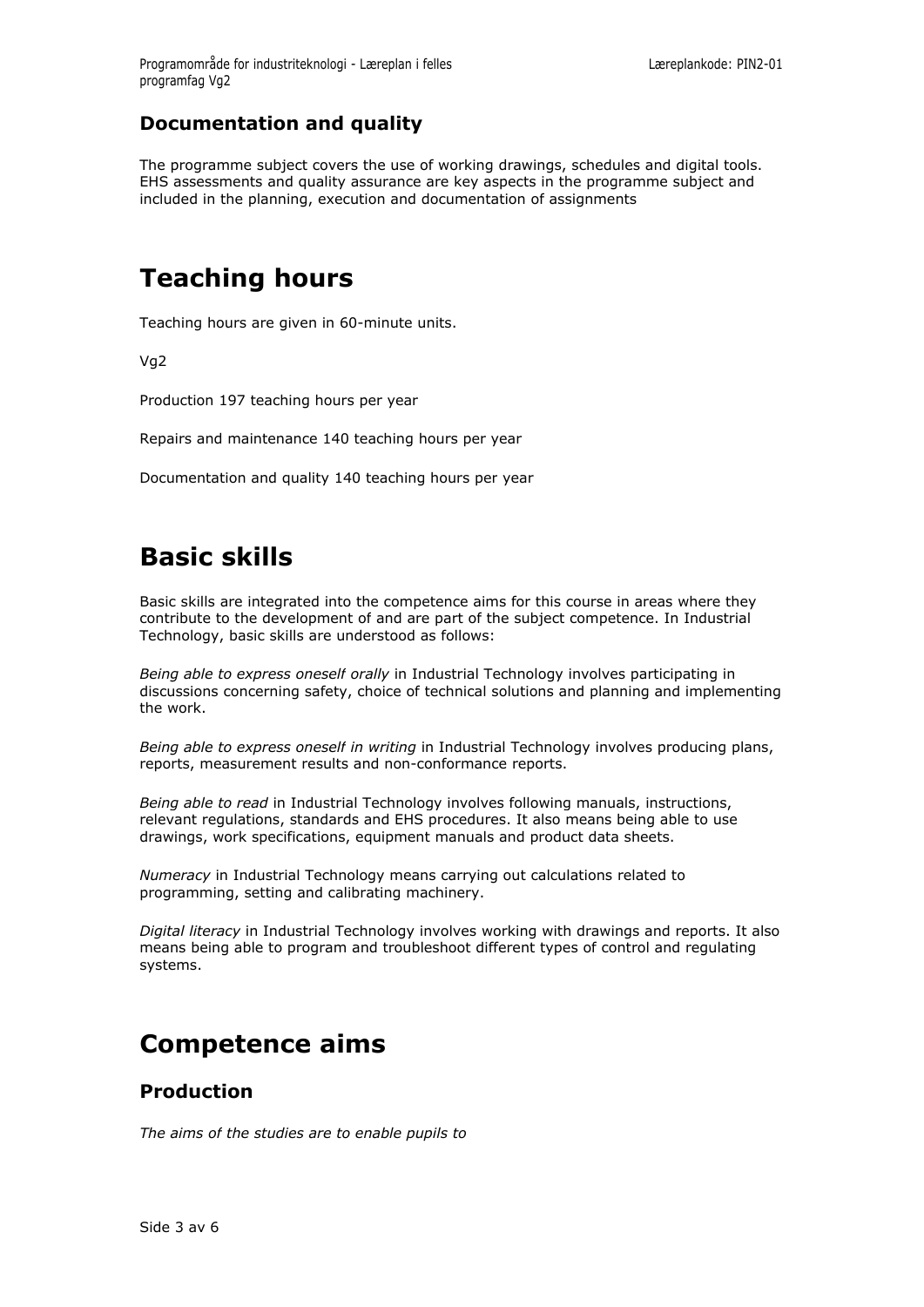### Documentation and quality

The programme subject covers the use of working drawings, schedules and digital tools. EHS assessments and quality assurance are key aspects in the programme subject and included in the planning, execution and documentation of assignments

# Teaching hours

Teaching hours are given in 60-minute units.

Vg2

Production 197 teaching hours per year

Repairs and maintenance 140 teaching hours per year

Documentation and quality 140 teaching hours per year

# Basic skills

Basic skills are integrated into the competence aims for this course in areas where they contribute to the development of and are part of the subject competence. In Industrial Technology, basic skills are understood as follows:

*Being able to express oneself orally* in Industrial Technology involves participating in discussions concerning safety, choice of technical solutions and planning and implementing the work.

*Being able to express oneself in writing* in Industrial Technology involves producing plans, reports, measurement results and non-conformance reports.

*Being able to read* in Industrial Technology involves following manuals, instructions, relevant regulations, standards and EHS procedures. It also means being able to use drawings, work specifications, equipment manuals and product data sheets.

*Numeracy* in Industrial Technology means carrying out calculations related to programming, setting and calibrating machinery.

*Digital literacy* in Industrial Technology involves working with drawings and reports. It also means being able to program and troubleshoot different types of control and regulating systems.

# Competence aims

## Production

*The aims of the studies are to enable pupils to*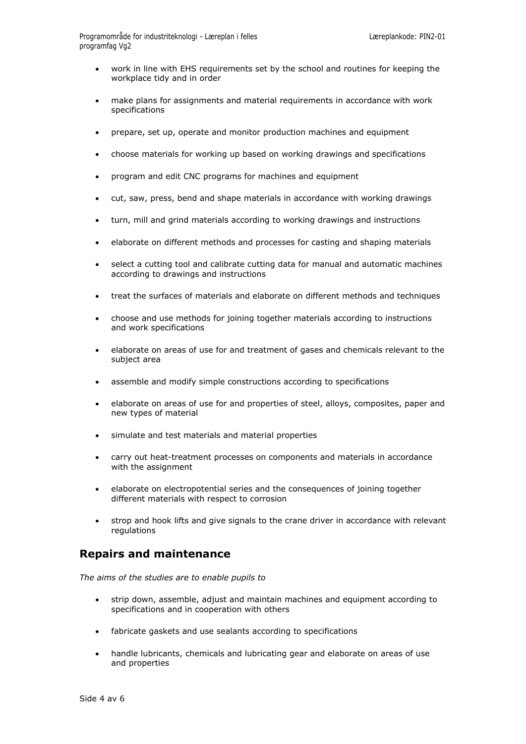- work in line with EHS requirements set by the school and routines for keeping the workplace tidy and in order
- make plans for assignments and material requirements in accordance with work specifications
- prepare, set up, operate and monitor production machines and equipment
- choose materials for working up based on working drawings and specifications
- program and edit CNC programs for machines and equipment
- cut, saw, press, bend and shape materials in accordance with working drawings
- turn, mill and grind materials according to working drawings and instructions
- elaborate on different methods and processes for casting and shaping materials
- select a cutting tool and calibrate cutting data for manual and automatic machines according to drawings and instructions
- treat the surfaces of materials and elaborate on different methods and techniques
- choose and use methods for joining together materials according to instructions and work specifications
- elaborate on areas of use for and treatment of gases and chemicals relevant to the subject area
- assemble and modify simple constructions according to specifications
- elaborate on areas of use for and properties of steel, alloys, composites, paper and new types of material
- simulate and test materials and material properties
- carry out heat-treatment processes on components and materials in accordance with the assignment
- elaborate on electropotential series and the consequences of joining together different materials with respect to corrosion
- strop and hook lifts and give signals to the crane driver in accordance with relevant regulations

## Repairs and maintenance

*The aims of the studies are to enable pupils to*

- strip down, assemble, adjust and maintain machines and equipment according to specifications and in cooperation with others
- fabricate gaskets and use sealants according to specifications
- handle lubricants, chemicals and lubricating gear and elaborate on areas of use and properties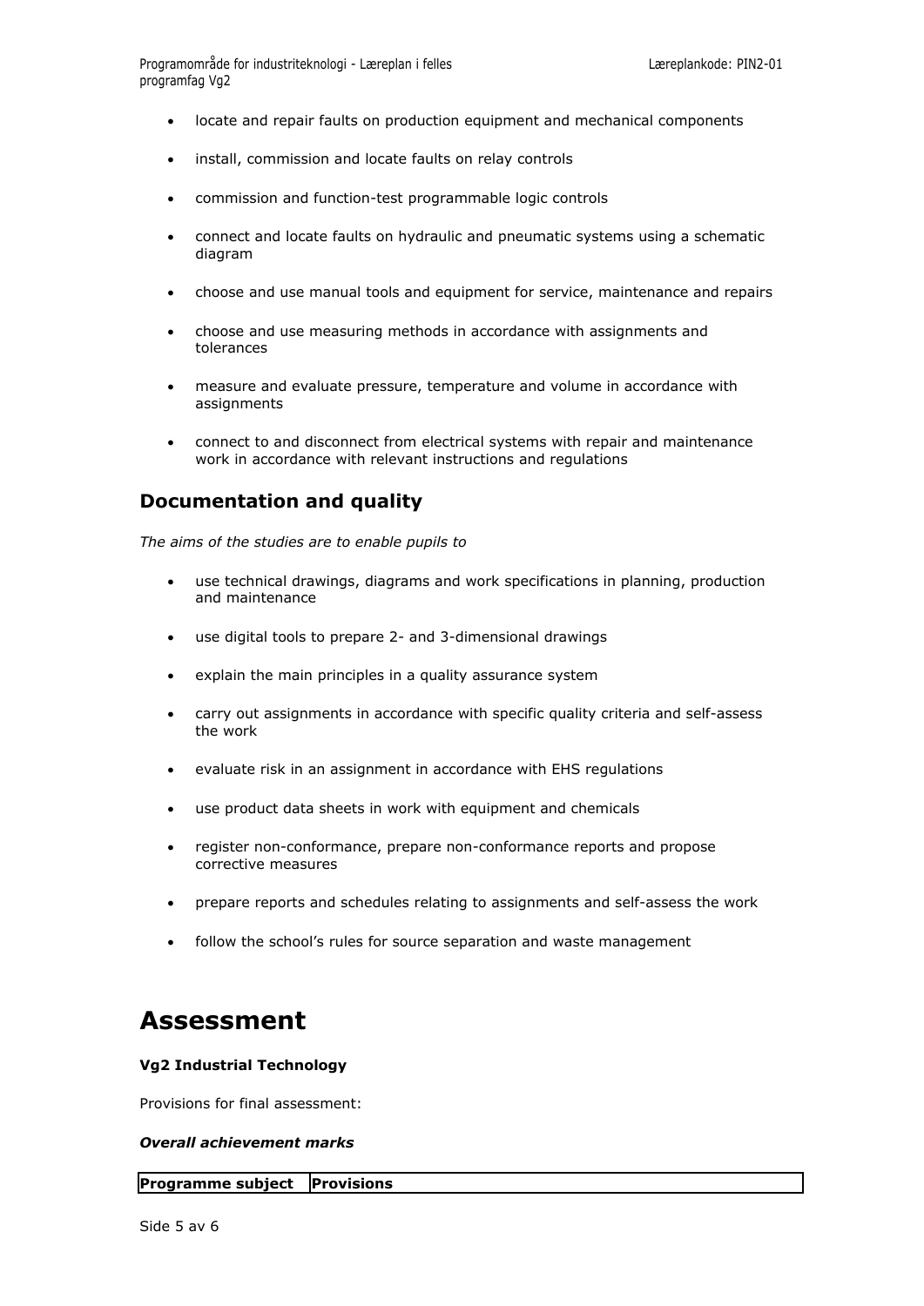- locate and repair faults on production equipment and mechanical components
- install, commission and locate faults on relay controls
- commission and function-test programmable logic controls
- connect and locate faults on hydraulic and pneumatic systems using a schematic diagram
- choose and use manual tools and equipment for service, maintenance and repairs
- choose and use measuring methods in accordance with assignments and tolerances
- measure and evaluate pressure, temperature and volume in accordance with assignments
- connect to and disconnect from electrical systems with repair and maintenance work in accordance with relevant instructions and regulations

## Documentation and quality

*The aims of the studies are to enable pupils to*

- use technical drawings, diagrams and work specifications in planning, production and maintenance
- use digital tools to prepare 2- and 3-dimensional drawings
- explain the main principles in a quality assurance system
- carry out assignments in accordance with specific quality criteria and self-assess the work
- evaluate risk in an assignment in accordance with EHS regulations
- use product data sheets in work with equipment and chemicals
- register non-conformance, prepare non-conformance reports and propose corrective measures
- prepare reports and schedules relating to assignments and self-assess the work
- follow the school's rules for source separation and waste management

# Assessment

**Vg2 Industrial Technology**

Provisions for final assessment:

***Overall achievement marks***

| Programme subject | Provisions |
| --- | --- |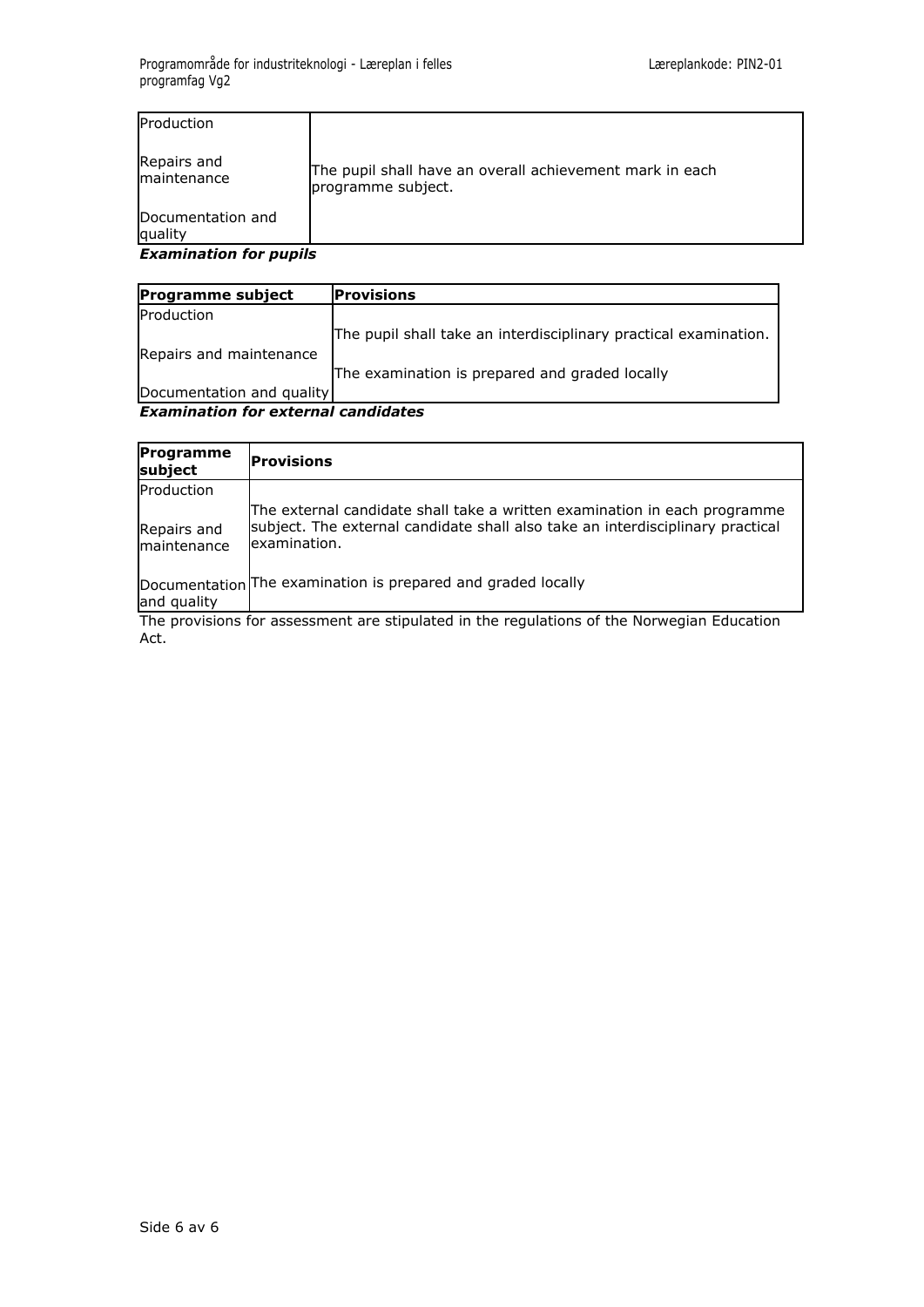| | |
|---|---|
| Production<br><br>Repairs and maintenance<br><br>Documentation and quality | The pupil shall have an overall achievement mark in each programme subject. |

***Examination for pupils***

| **Programme subject** | **Provisions** |
|---|---|
| Production<br><br>Repairs and maintenance<br><br>Documentation and quality | The pupil shall take an interdisciplinary practical examination.<br><br>The examination is prepared and graded locally |

***Examination for external candidates***

| **Programme subject** | **Provisions** |
|---|---|
| Production<br><br>Repairs and maintenance<br><br>Documentation and quality | The external candidate shall take a written examination in each programme subject. The external candidate shall also take an interdisciplinary practical examination.<br><br>The examination is prepared and graded locally |

The provisions for assessment are stipulated in the regulations of the Norwegian Education Act.